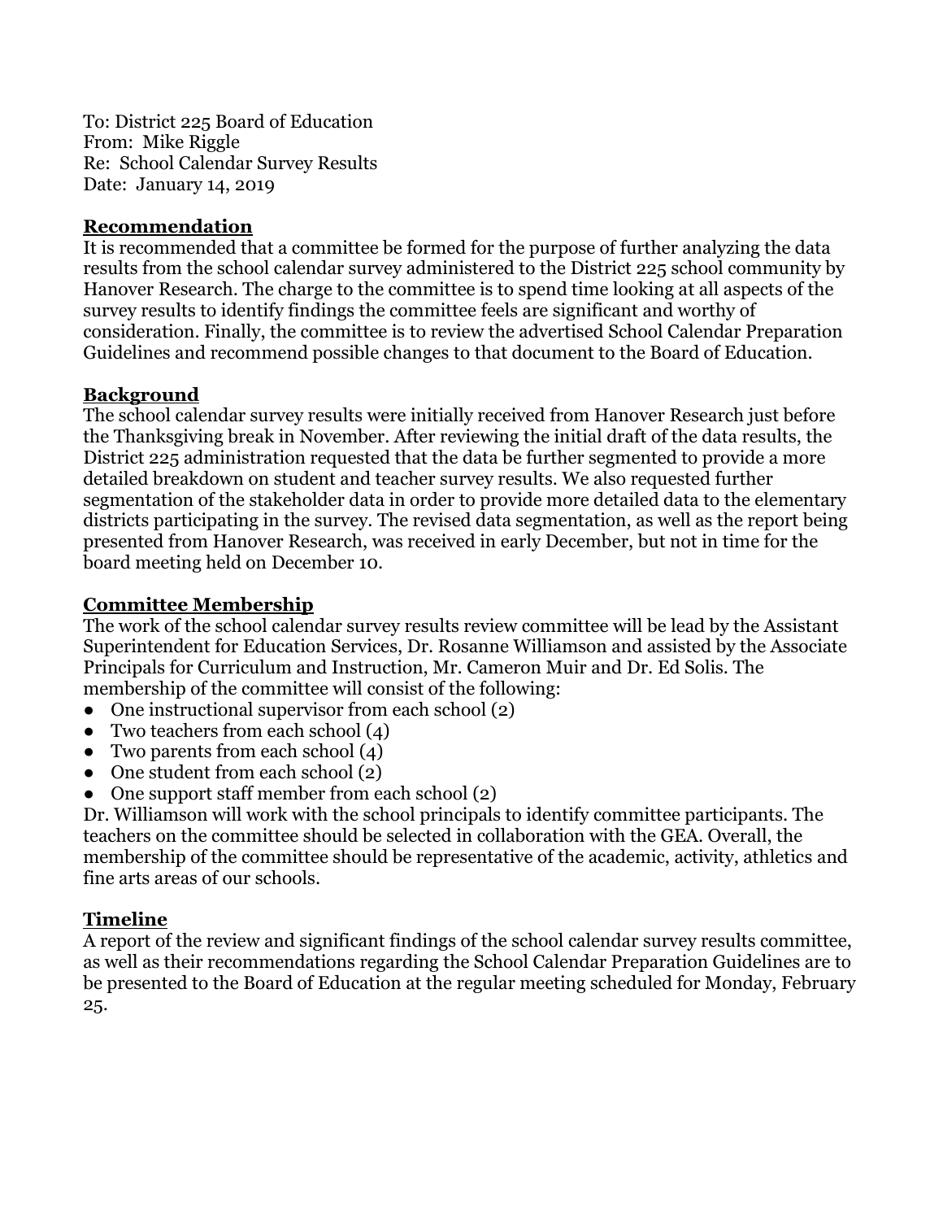To: District 225 Board of Education
From: Mike Riggle
Re: School Calendar Survey Results
Date: January 14, 2019

## Recommendation

It is recommended that a committee be formed for the purpose of further analyzing the data results from the school calendar survey administered to the District 225 school community by Hanover Research. The charge to the committee is to spend time looking at all aspects of the survey results to identify findings the committee feels are significant and worthy of consideration. Finally, the committee is to review the advertised School Calendar Preparation Guidelines and recommend possible changes to that document to the Board of Education.

## Background

The school calendar survey results were initially received from Hanover Research just before the Thanksgiving break in November. After reviewing the initial draft of the data results, the District 225 administration requested that the data be further segmented to provide a more detailed breakdown on student and teacher survey results. We also requested further segmentation of the stakeholder data in order to provide more detailed data to the elementary districts participating in the survey. The revised data segmentation, as well as the report being presented from Hanover Research, was received in early December, but not in time for the board meeting held on December 10.

## Committee Membership

The work of the school calendar survey results review committee will be lead by the Assistant Superintendent for Education Services, Dr. Rosanne Williamson and assisted by the Associate Principals for Curriculum and Instruction, Mr. Cameron Muir and Dr. Ed Solis. The membership of the committee will consist of the following:

- One instructional supervisor from each school (2)
- Two teachers from each school (4)
- Two parents from each school (4)
- One student from each school (2)
- One support staff member from each school (2)

Dr. Williamson will work with the school principals to identify committee participants. The teachers on the committee should be selected in collaboration with the GEA. Overall, the membership of the committee should be representative of the academic, activity, athletics and fine arts areas of our schools.

## Timeline

A report of the review and significant findings of the school calendar survey results committee, as well as their recommendations regarding the School Calendar Preparation Guidelines are to be presented to the Board of Education at the regular meeting scheduled for Monday, February 25.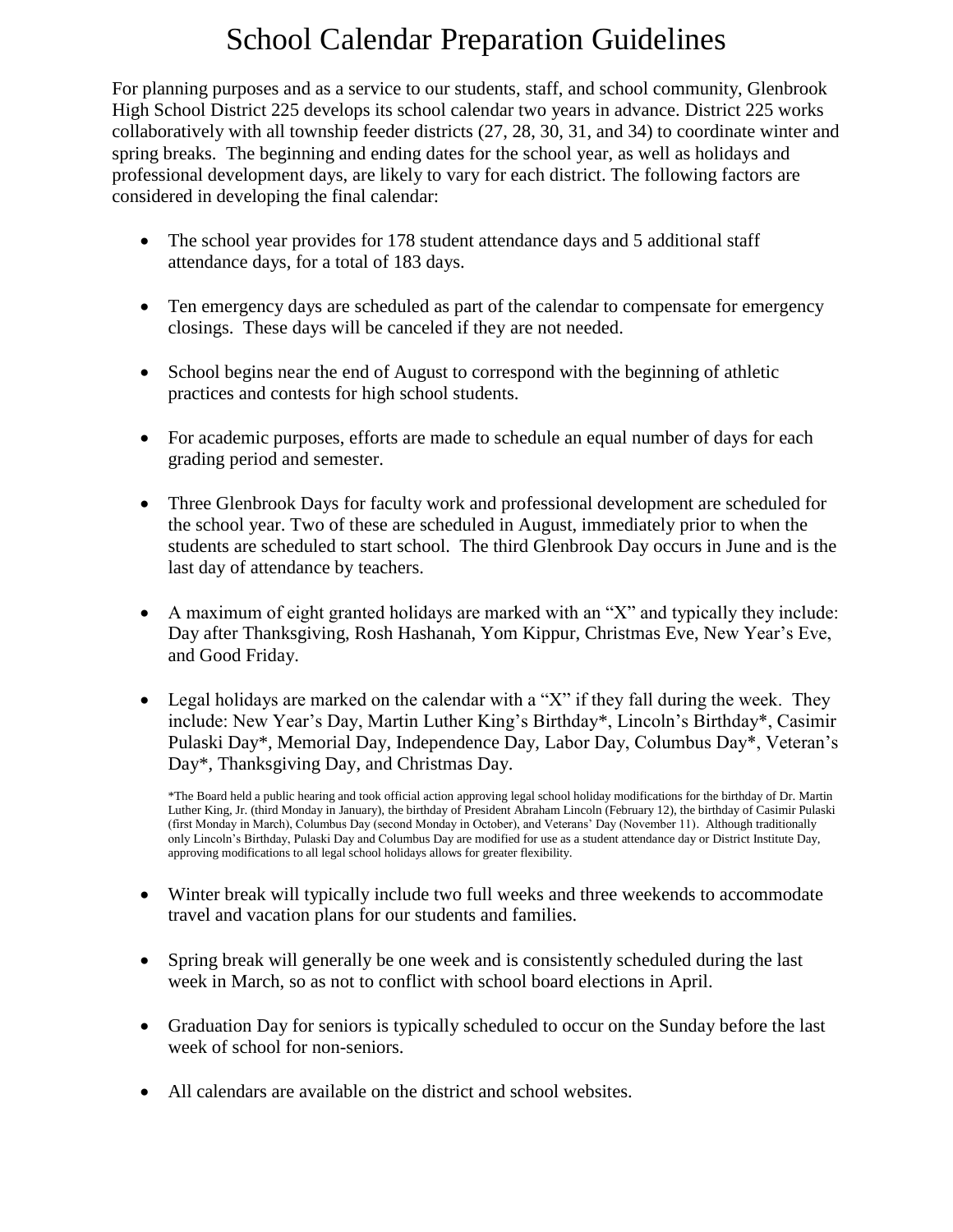# School Calendar Preparation Guidelines

For planning purposes and as a service to our students, staff, and school community, Glenbrook High School District 225 develops its school calendar two years in advance. District 225 works collaboratively with all township feeder districts (27, 28, 30, 31, and 34) to coordinate winter and spring breaks. The beginning and ending dates for the school year, as well as holidays and professional development days, are likely to vary for each district. The following factors are considered in developing the final calendar:

- The school year provides for 178 student attendance days and 5 additional staff attendance days, for a total of 183 days.
- Ten emergency days are scheduled as part of the calendar to compensate for emergency closings. These days will be canceled if they are not needed.
- School begins near the end of August to correspond with the beginning of athletic practices and contests for high school students.
- For academic purposes, efforts are made to schedule an equal number of days for each grading period and semester.
- Three Glenbrook Days for faculty work and professional development are scheduled for the school year. Two of these are scheduled in August, immediately prior to when the students are scheduled to start school. The third Glenbrook Day occurs in June and is the last day of attendance by teachers.
- A maximum of eight granted holidays are marked with an "X" and typically they include: Day after Thanksgiving, Rosh Hashanah, Yom Kippur, Christmas Eve, New Year's Eve, and Good Friday.
- Legal holidays are marked on the calendar with a "X" if they fall during the week. They include: New Year's Day, Martin Luther King's Birthday*, Lincoln's Birthday*, Casimir Pulaski Day*, Memorial Day, Independence Day, Labor Day, Columbus Day*, Veteran's Day*, Thanksgiving Day, and Christmas Day.

  *The Board held a public hearing and took official action approving legal school holiday modifications for the birthday of Dr. Martin Luther King, Jr. (third Monday in January), the birthday of President Abraham Lincoln (February 12), the birthday of Casimir Pulaski (first Monday in March), Columbus Day (second Monday in October), and Veterans' Day (November 11). Although traditionally only Lincoln's Birthday, Pulaski Day and Columbus Day are modified for use as a student attendance day or District Institute Day, approving modifications to all legal school holidays allows for greater flexibility.

- Winter break will typically include two full weeks and three weekends to accommodate travel and vacation plans for our students and families.
- Spring break will generally be one week and is consistently scheduled during the last week in March, so as not to conflict with school board elections in April.
- Graduation Day for seniors is typically scheduled to occur on the Sunday before the last week of school for non-seniors.
- All calendars are available on the district and school websites.